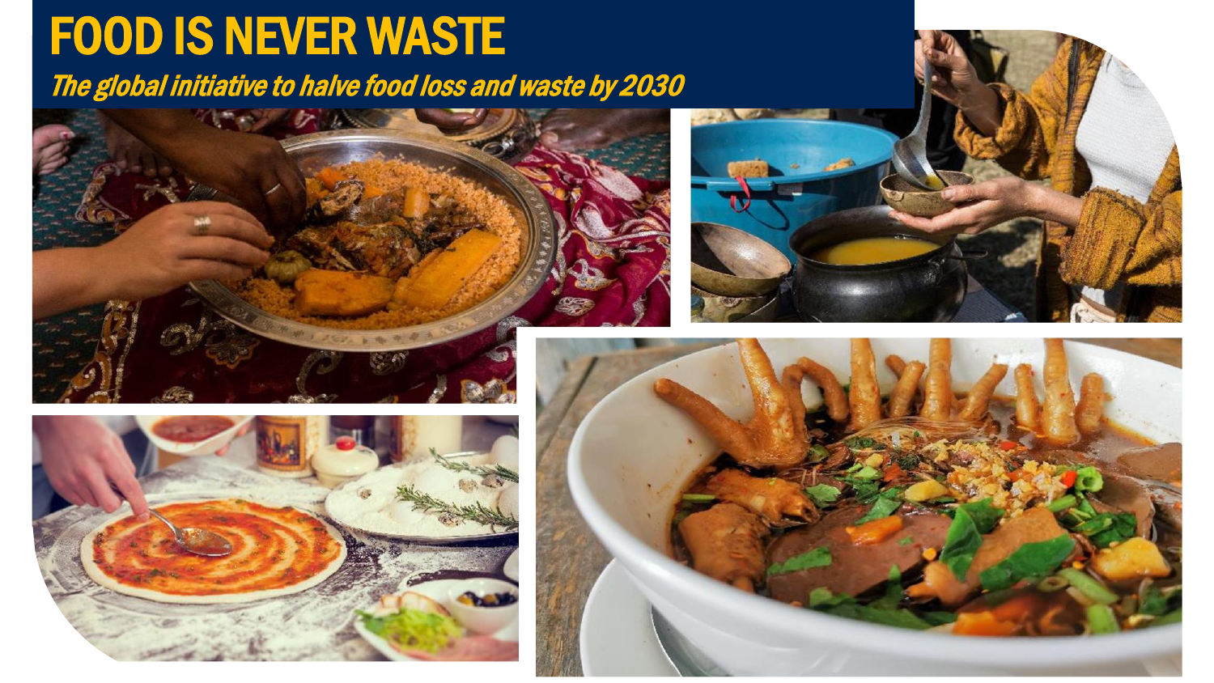# FOOD IS NEVER WASTE

*The global initiative to halve food loss and waste by 2030*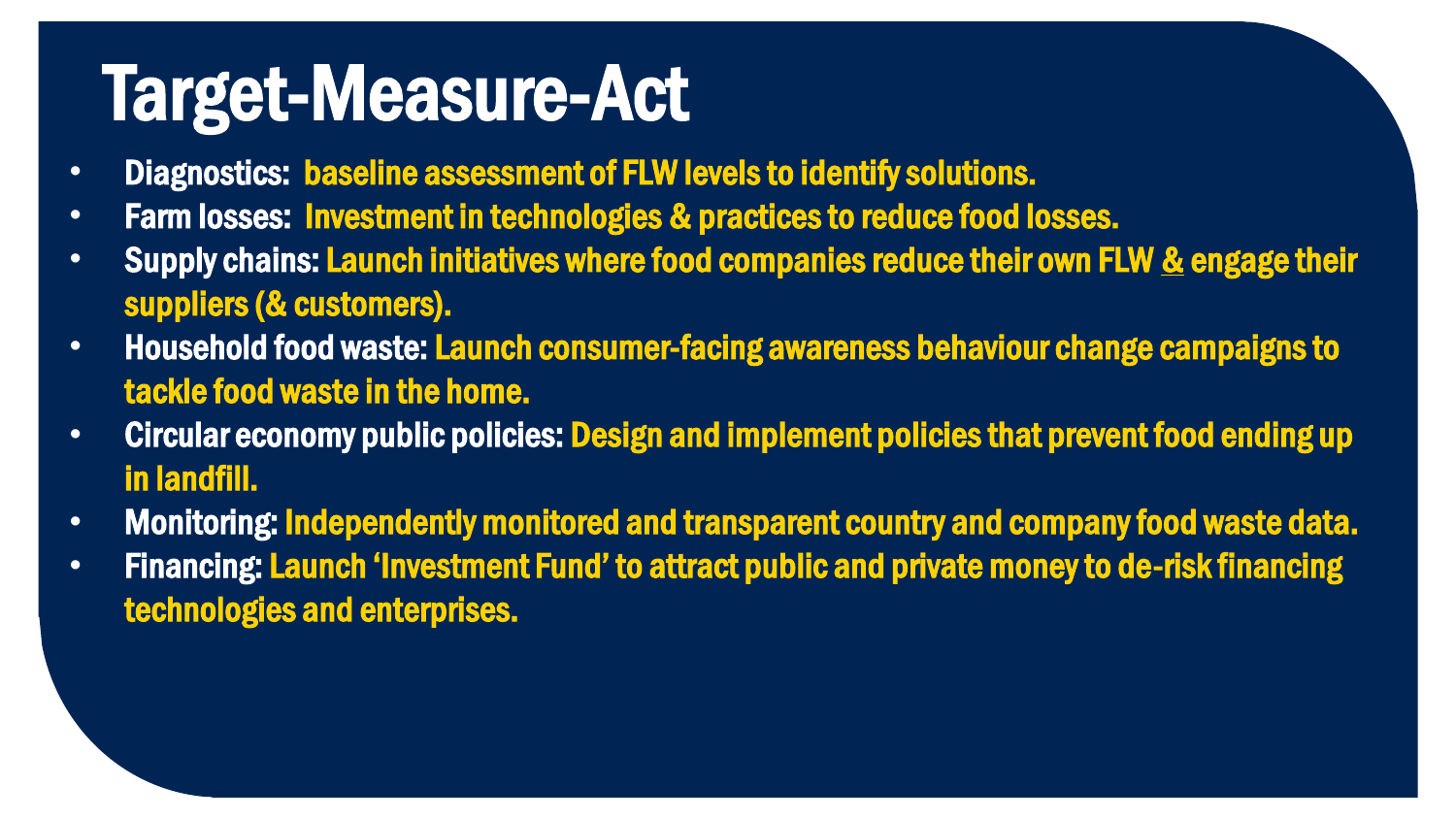# Target-Measure-Act

- **Diagnostics:** baseline assessment of FLW levels to identify solutions.
- **Farm losses:** Investment in technologies & practices to reduce food losses.
- **Supply chains:** Launch initiatives where food companies reduce their own FLW & engage their suppliers (& customers).
- **Household food waste:** Launch consumer-facing awareness behaviour change campaigns to tackle food waste in the home.
- **Circular economy public policies:** Design and implement policies that prevent food ending up in landfill.
- **Monitoring:** Independently monitored and transparent country and company food waste data.
- **Financing:** Launch 'Investment Fund' to attract public and private money to de-risk financing technologies and enterprises.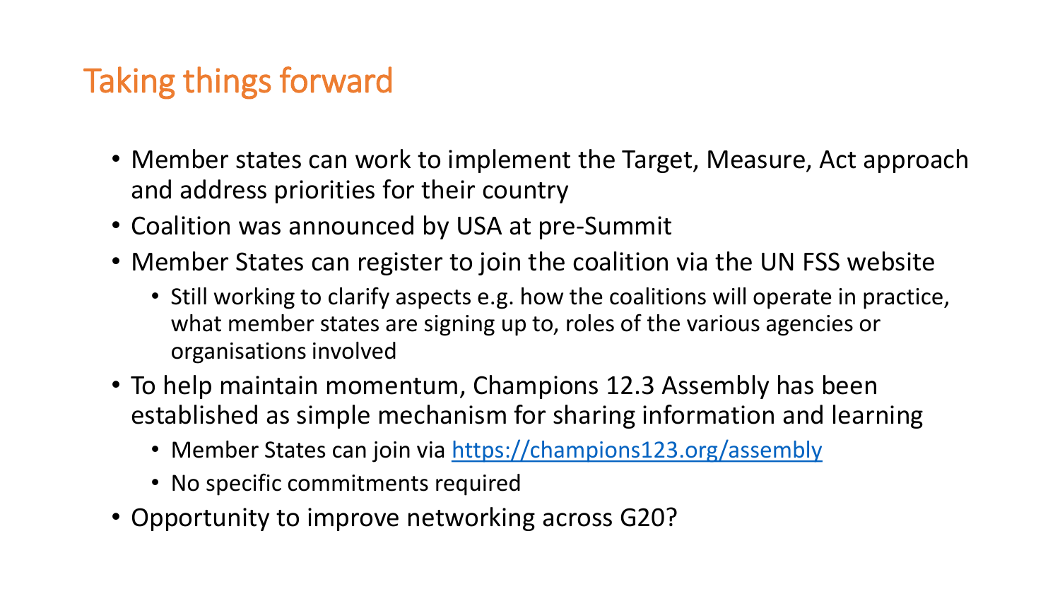# Taking things forward

- Member states can work to implement the Target, Measure, Act approach and address priorities for their country
- Coalition was announced by USA at pre-Summit
- Member States can register to join the coalition via the UN FSS website
  - Still working to clarify aspects e.g. how the coalitions will operate in practice, what member states are signing up to, roles of the various agencies or organisations involved
- To help maintain momentum, Champions 12.3 Assembly has been established as simple mechanism for sharing information and learning
  - Member States can join via [https://champions123.org/assembly](https://champions123.org/assembly)
  - No specific commitments required
- Opportunity to improve networking across G20?